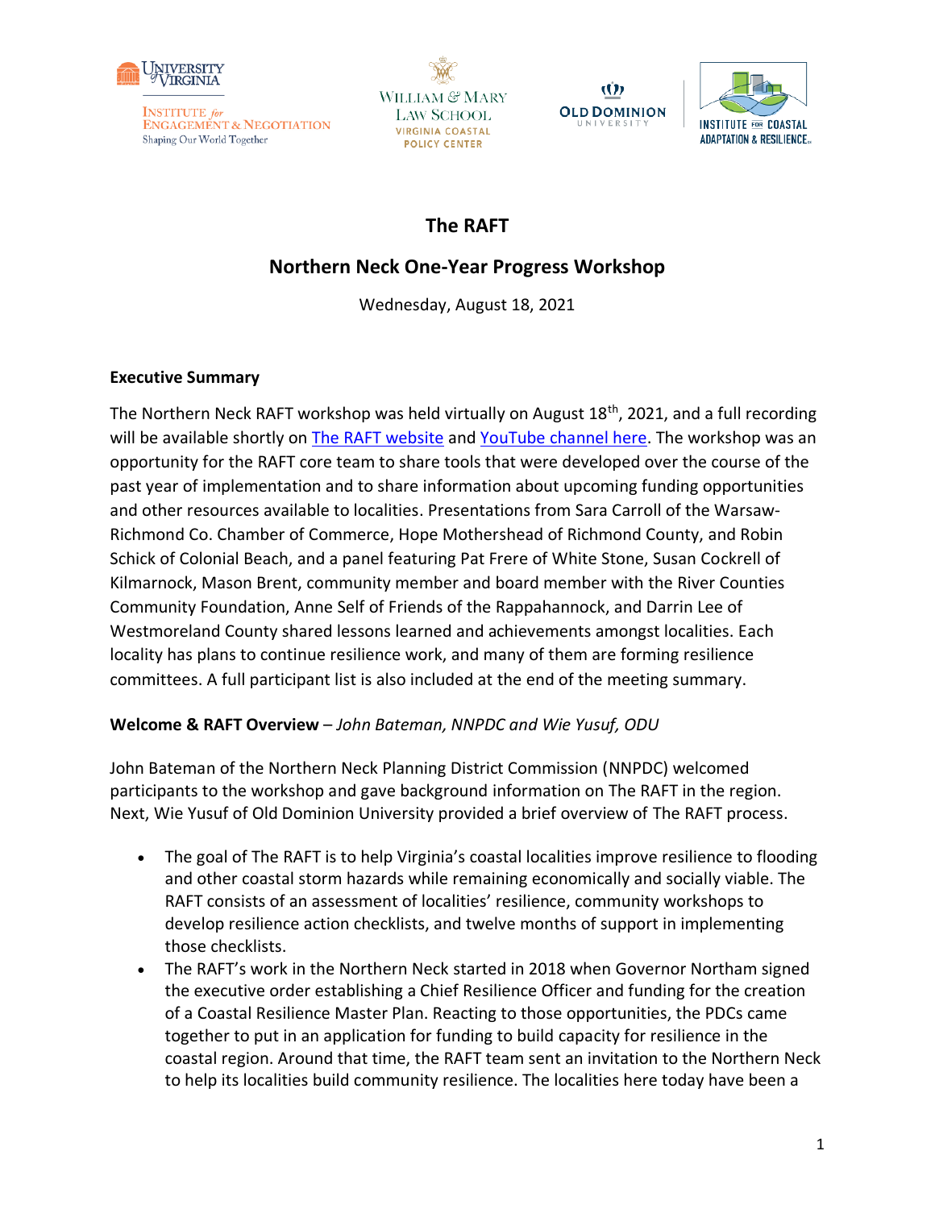University of Virginia Institute for Engagement & Negotiation — Shaping Our World Together

William & Mary Law School Virginia Coastal Policy Center

Old Dominion University — Institute for Coastal Adaptation & Resilience

# The RAFT

## Northern Neck One-Year Progress Workshop

Wednesday, August 18, 2021

### Executive Summary

The Northern Neck RAFT workshop was held virtually on August 18th, 2021, and a full recording will be available shortly on [The RAFT website]() and [YouTube channel here](). The workshop was an opportunity for the RAFT core team to share tools that were developed over the course of the past year of implementation and to share information about upcoming funding opportunities and other resources available to localities. Presentations from Sara Carroll of the Warsaw-Richmond Co. Chamber of Commerce, Hope Mothershead of Richmond County, and Robin Schick of Colonial Beach, and a panel featuring Pat Frere of White Stone, Susan Cockrell of Kilmarnock, Mason Brent, community member and board member with the River Counties Community Foundation, Anne Self of Friends of the Rappahannock, and Darrin Lee of Westmoreland County shared lessons learned and achievements amongst localities. Each locality has plans to continue resilience work, and many of them are forming resilience committees. A full participant list is also included at the end of the meeting summary.

**Welcome & RAFT Overview** – *John Bateman, NNPDC and Wie Yusuf, ODU*

John Bateman of the Northern Neck Planning District Commission (NNPDC) welcomed participants to the workshop and gave background information on The RAFT in the region. Next, Wie Yusuf of Old Dominion University provided a brief overview of The RAFT process.

- The goal of The RAFT is to help Virginia's coastal localities improve resilience to flooding and other coastal storm hazards while remaining economically and socially viable. The RAFT consists of an assessment of localities' resilience, community workshops to develop resilience action checklists, and twelve months of support in implementing those checklists.
- The RAFT's work in the Northern Neck started in 2018 when Governor Northam signed the executive order establishing a Chief Resilience Officer and funding for the creation of a Coastal Resilience Master Plan. Reacting to those opportunities, the PDCs came together to put in an application for funding to build capacity for resilience in the coastal region. Around that time, the RAFT team sent an invitation to the Northern Neck to help its localities build community resilience. The localities here today have been a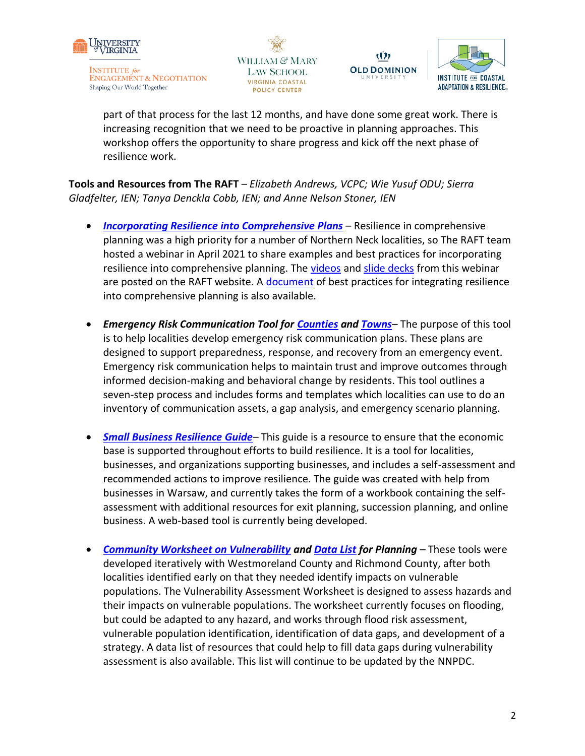part of that process for the last 12 months, and have done some great work. There is increasing recognition that we need to be proactive in planning approaches. This workshop offers the opportunity to share progress and kick off the next phase of resilience work.

**Tools and Resources from The RAFT** – *Elizabeth Andrews, VCPC; Wie Yusuf ODU; Sierra Gladfelter, IEN; Tanya Denckla Cobb, IEN; and Anne Nelson Stoner, IEN*

- ***Incorporating Resilience into Comprehensive Plans*** – Resilience in comprehensive planning was a high priority for a number of Northern Neck localities, so The RAFT team hosted a webinar in April 2021 to share examples and best practices for incorporating resilience into comprehensive planning. The videos and slide decks from this webinar are posted on the RAFT website. A document of best practices for integrating resilience into comprehensive planning is also available.

- ***Emergency Risk Communication Tool for Counties and Towns***– The purpose of this tool is to help localities develop emergency risk communication plans. These plans are designed to support preparedness, response, and recovery from an emergency event. Emergency risk communication helps to maintain trust and improve outcomes through informed decision-making and behavioral change by residents. This tool outlines a seven-step process and includes forms and templates which localities can use to do an inventory of communication assets, a gap analysis, and emergency scenario planning.

- ***Small Business Resilience Guide***– This guide is a resource to ensure that the economic base is supported throughout efforts to build resilience. It is a tool for localities, businesses, and organizations supporting businesses, and includes a self-assessment and recommended actions to improve resilience. The guide was created with help from businesses in Warsaw, and currently takes the form of a workbook containing the self-assessment with additional resources for exit planning, succession planning, and online business. A web-based tool is currently being developed.

- ***Community Worksheet on Vulnerability and Data List for Planning*** – These tools were developed iteratively with Westmoreland County and Richmond County, after both localities identified early on that they needed identify impacts on vulnerable populations. The Vulnerability Assessment Worksheet is designed to assess hazards and their impacts on vulnerable populations. The worksheet currently focuses on flooding, but could be adapted to any hazard, and works through flood risk assessment, vulnerable population identification, identification of data gaps, and development of a strategy. A data list of resources that could help to fill data gaps during vulnerability assessment is also available. This list will continue to be updated by the NNPDC.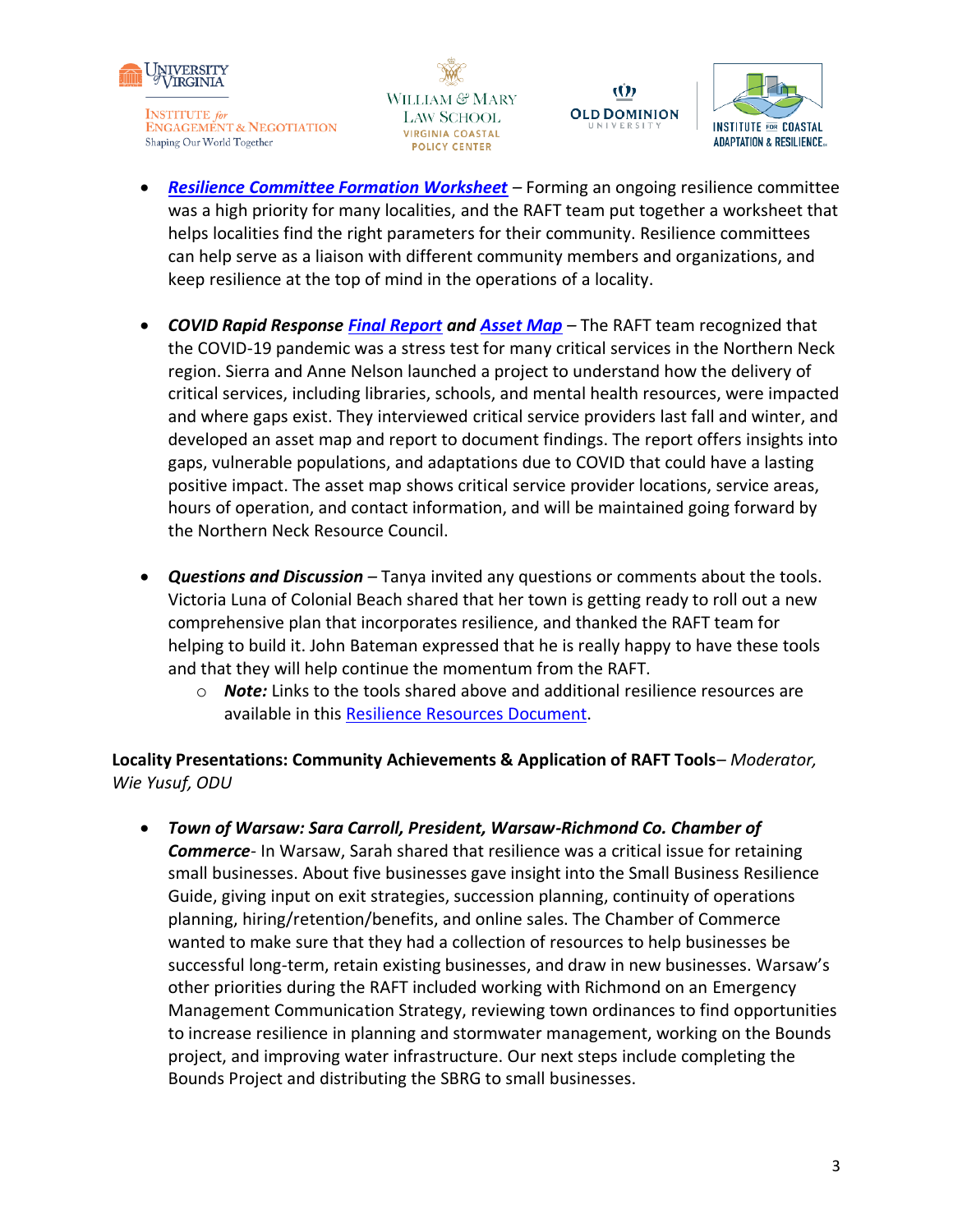- ***Resilience Committee Formation Worksheet*** – Forming an ongoing resilience committee was a high priority for many localities, and the RAFT team put together a worksheet that helps localities find the right parameters for their community. Resilience committees can help serve as a liaison with different community members and organizations, and keep resilience at the top of mind in the operations of a locality.

- ***COVID Rapid Response Final Report and Asset Map*** – The RAFT team recognized that the COVID-19 pandemic was a stress test for many critical services in the Northern Neck region. Sierra and Anne Nelson launched a project to understand how the delivery of critical services, including libraries, schools, and mental health resources, were impacted and where gaps exist. They interviewed critical service providers last fall and winter, and developed an asset map and report to document findings. The report offers insights into gaps, vulnerable populations, and adaptations due to COVID that could have a lasting positive impact. The asset map shows critical service provider locations, service areas, hours of operation, and contact information, and will be maintained going forward by the Northern Neck Resource Council.

- ***Questions and Discussion*** – Tanya invited any questions or comments about the tools. Victoria Luna of Colonial Beach shared that her town is getting ready to roll out a new comprehensive plan that incorporates resilience, and thanked the RAFT team for helping to build it. John Bateman expressed that he is really happy to have these tools and that they will help continue the momentum from the RAFT.
  - ***Note:*** Links to the tools shared above and additional resilience resources are available in this Resilience Resources Document.

**Locality Presentations: Community Achievements & Application of RAFT Tools**– *Moderator, Wie Yusuf, ODU*

- ***Town of Warsaw: Sara Carroll, President, Warsaw-Richmond Co. Chamber of Commerce***- In Warsaw, Sarah shared that resilience was a critical issue for retaining small businesses. About five businesses gave insight into the Small Business Resilience Guide, giving input on exit strategies, succession planning, continuity of operations planning, hiring/retention/benefits, and online sales. The Chamber of Commerce wanted to make sure that they had a collection of resources to help businesses be successful long-term, retain existing businesses, and draw in new businesses. Warsaw's other priorities during the RAFT included working with Richmond on an Emergency Management Communication Strategy, reviewing town ordinances to find opportunities to increase resilience in planning and stormwater management, working on the Bounds project, and improving water infrastructure. Our next steps include completing the Bounds Project and distributing the SBRG to small businesses.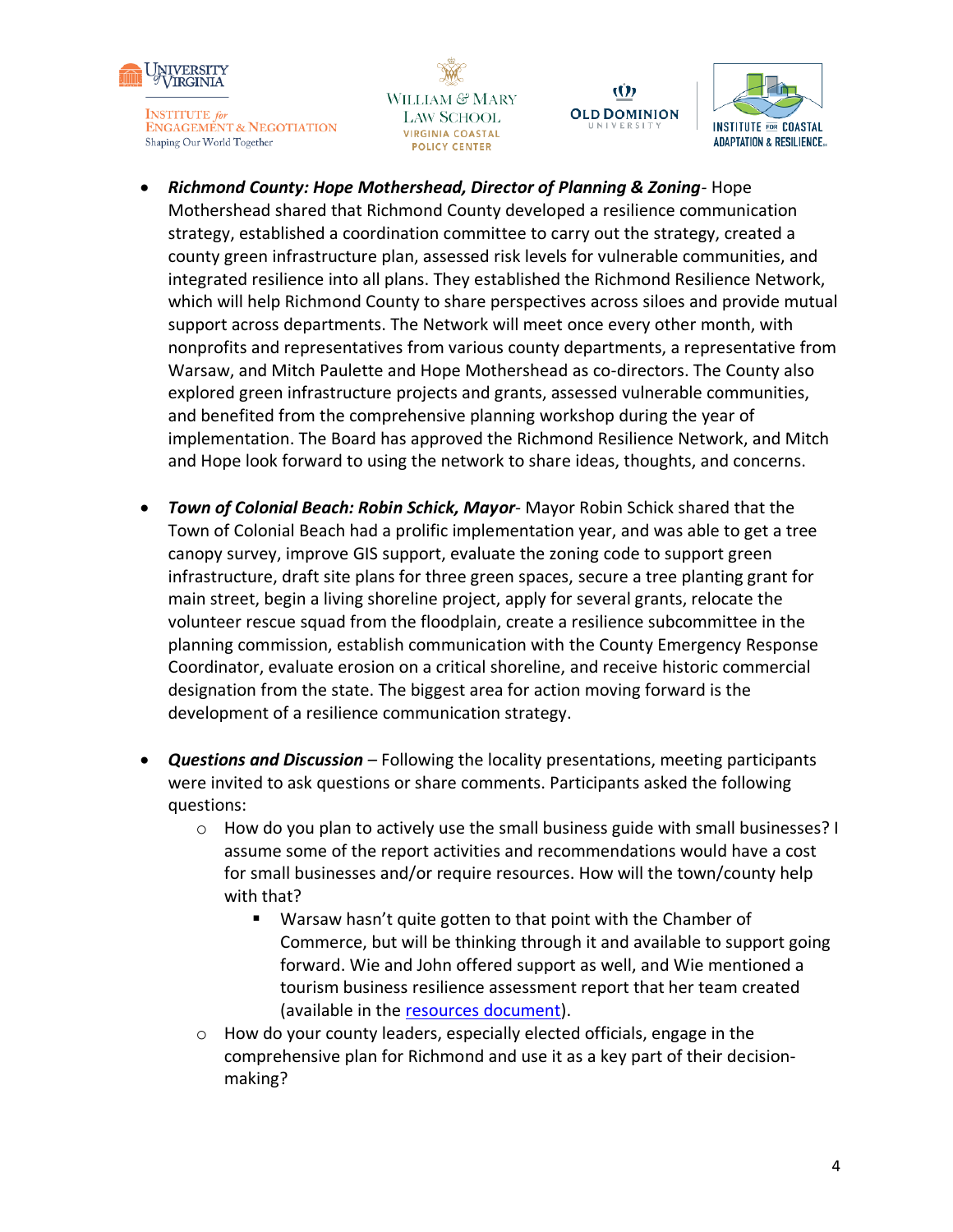- ***Richmond County: Hope Mothershead, Director of Planning & Zoning***- Hope Mothershead shared that Richmond County developed a resilience communication strategy, established a coordination committee to carry out the strategy, created a county green infrastructure plan, assessed risk levels for vulnerable communities, and integrated resilience into all plans. They established the Richmond Resilience Network, which will help Richmond County to share perspectives across siloes and provide mutual support across departments. The Network will meet once every other month, with nonprofits and representatives from various county departments, a representative from Warsaw, and Mitch Paulette and Hope Mothershead as co-directors. The County also explored green infrastructure projects and grants, assessed vulnerable communities, and benefited from the comprehensive planning workshop during the year of implementation. The Board has approved the Richmond Resilience Network, and Mitch and Hope look forward to using the network to share ideas, thoughts, and concerns.

- ***Town of Colonial Beach: Robin Schick, Mayor***- Mayor Robin Schick shared that the Town of Colonial Beach had a prolific implementation year, and was able to get a tree canopy survey, improve GIS support, evaluate the zoning code to support green infrastructure, draft site plans for three green spaces, secure a tree planting grant for main street, begin a living shoreline project, apply for several grants, relocate the volunteer rescue squad from the floodplain, create a resilience subcommittee in the planning commission, establish communication with the County Emergency Response Coordinator, evaluate erosion on a critical shoreline, and receive historic commercial designation from the state. The biggest area for action moving forward is the development of a resilience communication strategy.

- ***Questions and Discussion*** – Following the locality presentations, meeting participants were invited to ask questions or share comments. Participants asked the following questions:
    - How do you plan to actively use the small business guide with small businesses? I assume some of the report activities and recommendations would have a cost for small businesses and/or require resources. How will the town/county help with that?
        - Warsaw hasn't quite gotten to that point with the Chamber of Commerce, but will be thinking through it and available to support going forward. Wie and John offered support as well, and Wie mentioned a tourism business resilience assessment report that her team created (available in the [resources document]).
    - How do your county leaders, especially elected officials, engage in the comprehensive plan for Richmond and use it as a key part of their decision-making?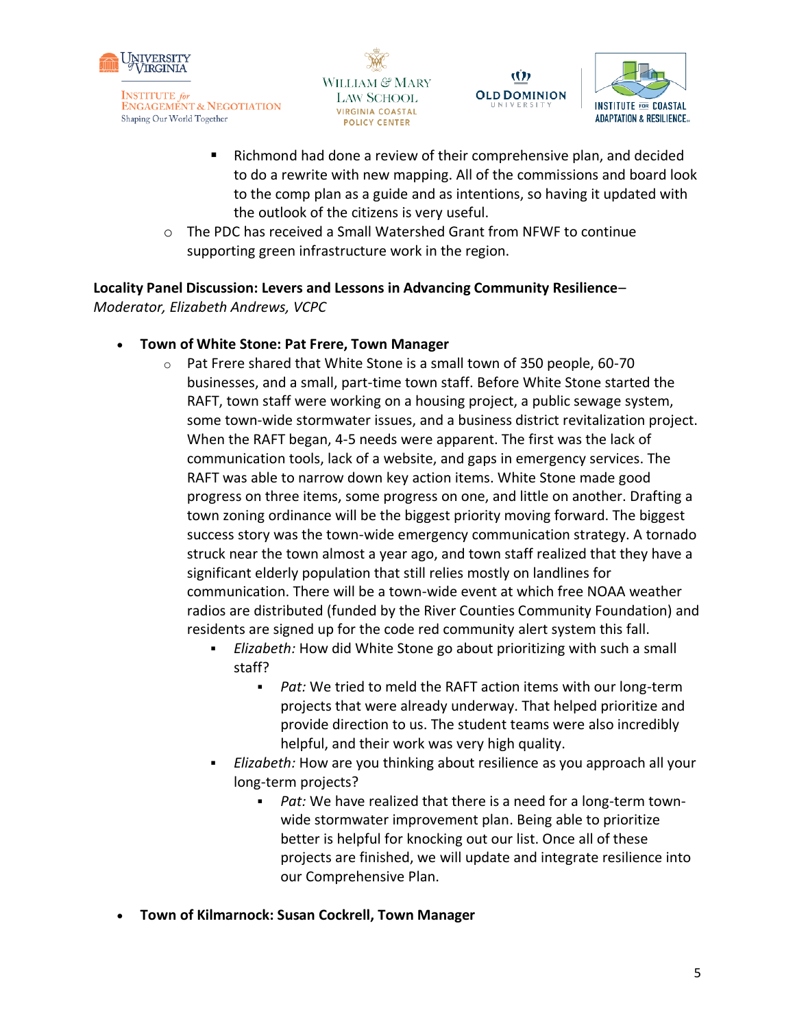- Richmond had done a review of their comprehensive plan, and decided to do a rewrite with new mapping. All of the commissions and board look to the comp plan as a guide and as intentions, so having it updated with the outlook of the citizens is very useful.
    - The PDC has received a Small Watershed Grant from NFWF to continue supporting green infrastructure work in the region.

**Locality Panel Discussion: Levers and Lessons in Advancing Community Resilience**–
*Moderator, Elizabeth Andrews, VCPC*

- **Town of White Stone: Pat Frere, Town Manager**
    - Pat Frere shared that White Stone is a small town of 350 people, 60-70 businesses, and a small, part-time town staff. Before White Stone started the RAFT, town staff were working on a housing project, a public sewage system, some town-wide stormwater issues, and a business district revitalization project. When the RAFT began, 4-5 needs were apparent. The first was the lack of communication tools, lack of a website, and gaps in emergency services. The RAFT was able to narrow down key action items. White Stone made good progress on three items, some progress on one, and little on another. Drafting a town zoning ordinance will be the biggest priority moving forward. The biggest success story was the town-wide emergency communication strategy. A tornado struck near the town almost a year ago, and town staff realized that they have a significant elderly population that still relies mostly on landlines for communication. There will be a town-wide event at which free NOAA weather radios are distributed (funded by the River Counties Community Foundation) and residents are signed up for the code red community alert system this fall.
        - *Elizabeth:* How did White Stone go about prioritizing with such a small staff?
            - *Pat:* We tried to meld the RAFT action items with our long-term projects that were already underway. That helped prioritize and provide direction to us. The student teams were also incredibly helpful, and their work was very high quality.
        - *Elizabeth:* How are you thinking about resilience as you approach all your long-term projects?
            - *Pat:* We have realized that there is a need for a long-term town-wide stormwater improvement plan. Being able to prioritize better is helpful for knocking out our list. Once all of these projects are finished, we will update and integrate resilience into our Comprehensive Plan.

- **Town of Kilmarnock: Susan Cockrell, Town Manager**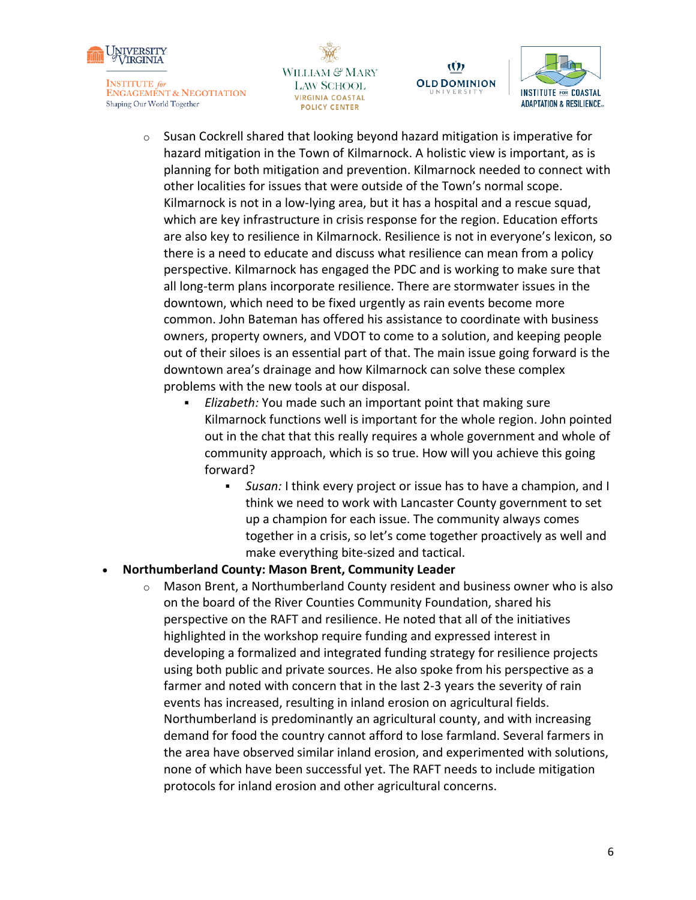- Susan Cockrell shared that looking beyond hazard mitigation is imperative for hazard mitigation in the Town of Kilmarnock. A holistic view is important, as is planning for both mitigation and prevention. Kilmarnock needed to connect with other localities for issues that were outside of the Town's normal scope. Kilmarnock is not in a low-lying area, but it has a hospital and a rescue squad, which are key infrastructure in crisis response for the region. Education efforts are also key to resilience in Kilmarnock. Resilience is not in everyone's lexicon, so there is a need to educate and discuss what resilience can mean from a policy perspective. Kilmarnock has engaged the PDC and is working to make sure that all long-term plans incorporate resilience. There are stormwater issues in the downtown, which need to be fixed urgently as rain events become more common. John Bateman has offered his assistance to coordinate with business owners, property owners, and VDOT to come to a solution, and keeping people out of their siloes is an essential part of that. The main issue going forward is the downtown area's drainage and how Kilmarnock can solve these complex problems with the new tools at our disposal.
  - *Elizabeth:* You made such an important point that making sure Kilmarnock functions well is important for the whole region. John pointed out in the chat that this really requires a whole government and whole of community approach, which is so true. How will you achieve this going forward?
    - *Susan:* I think every project or issue has to have a champion, and I think we need to work with Lancaster County government to set up a champion for each issue. The community always comes together in a crisis, so let's come together proactively as well and make everything bite-sized and tactical.

- **Northumberland County: Mason Brent, Community Leader**
  - Mason Brent, a Northumberland County resident and business owner who is also on the board of the River Counties Community Foundation, shared his perspective on the RAFT and resilience. He noted that all of the initiatives highlighted in the workshop require funding and expressed interest in developing a formalized and integrated funding strategy for resilience projects using both public and private sources. He also spoke from his perspective as a farmer and noted with concern that in the last 2-3 years the severity of rain events has increased, resulting in inland erosion on agricultural fields. Northumberland is predominantly an agricultural county, and with increasing demand for food the country cannot afford to lose farmland. Several farmers in the area have observed similar inland erosion, and experimented with solutions, none of which have been successful yet. The RAFT needs to include mitigation protocols for inland erosion and other agricultural concerns.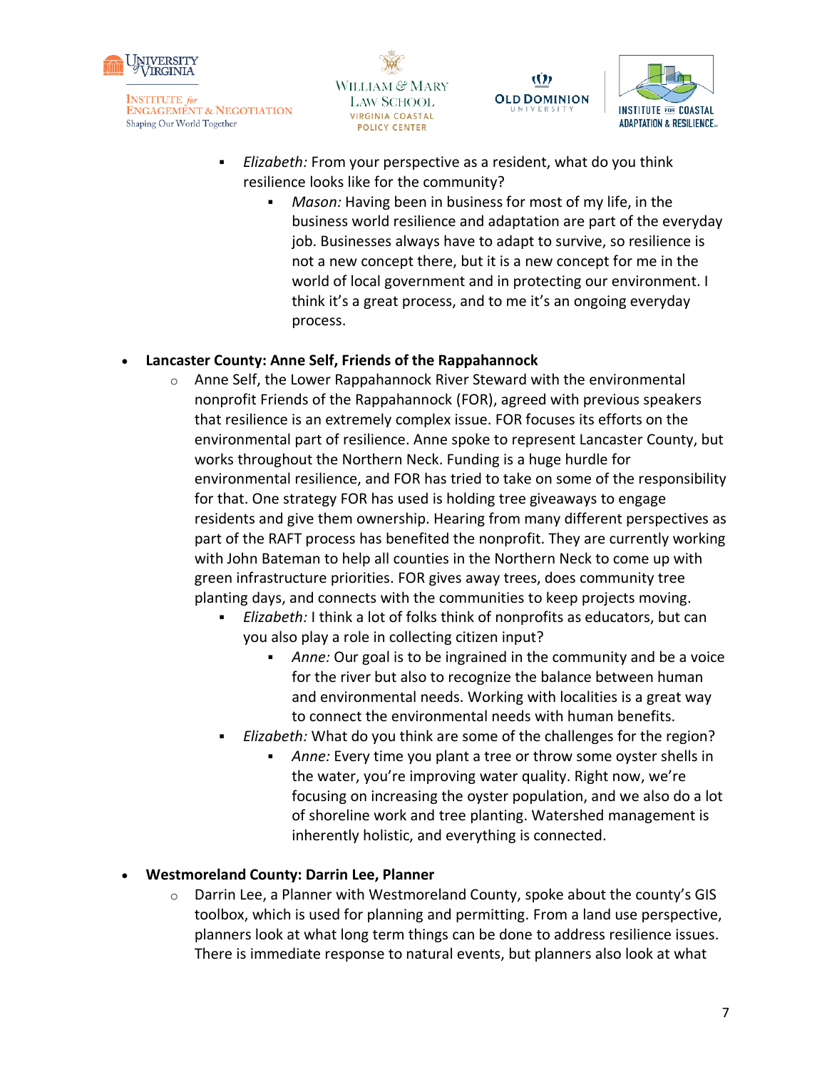- *Elizabeth:* From your perspective as a resident, what do you think resilience looks like for the community?
    - *Mason:* Having been in business for most of my life, in the business world resilience and adaptation are part of the everyday job. Businesses always have to adapt to survive, so resilience is not a new concept there, but it is a new concept for me in the world of local government and in protecting our environment. I think it's a great process, and to me it's an ongoing everyday process.

- **Lancaster County: Anne Self, Friends of the Rappahannock**
  - Anne Self, the Lower Rappahannock River Steward with the environmental nonprofit Friends of the Rappahannock (FOR), agreed with previous speakers that resilience is an extremely complex issue. FOR focuses its efforts on the environmental part of resilience. Anne spoke to represent Lancaster County, but works throughout the Northern Neck. Funding is a huge hurdle for environmental resilience, and FOR has tried to take on some of the responsibility for that. One strategy FOR has used is holding tree giveaways to engage residents and give them ownership. Hearing from many different perspectives as part of the RAFT process has benefited the nonprofit. They are currently working with John Bateman to help all counties in the Northern Neck to come up with green infrastructure priorities. FOR gives away trees, does community tree planting days, and connects with the communities to keep projects moving.
    - *Elizabeth:* I think a lot of folks think of nonprofits as educators, but can you also play a role in collecting citizen input?
      - *Anne:* Our goal is to be ingrained in the community and be a voice for the river but also to recognize the balance between human and environmental needs. Working with localities is a great way to connect the environmental needs with human benefits.
    - *Elizabeth:* What do you think are some of the challenges for the region?
      - *Anne:* Every time you plant a tree or throw some oyster shells in the water, you're improving water quality. Right now, we're focusing on increasing the oyster population, and we also do a lot of shoreline work and tree planting. Watershed management is inherently holistic, and everything is connected.

- **Westmoreland County: Darrin Lee, Planner**
  - Darrin Lee, a Planner with Westmoreland County, spoke about the county's GIS toolbox, which is used for planning and permitting. From a land use perspective, planners look at what long term things can be done to address resilience issues. There is immediate response to natural events, but planners also look at what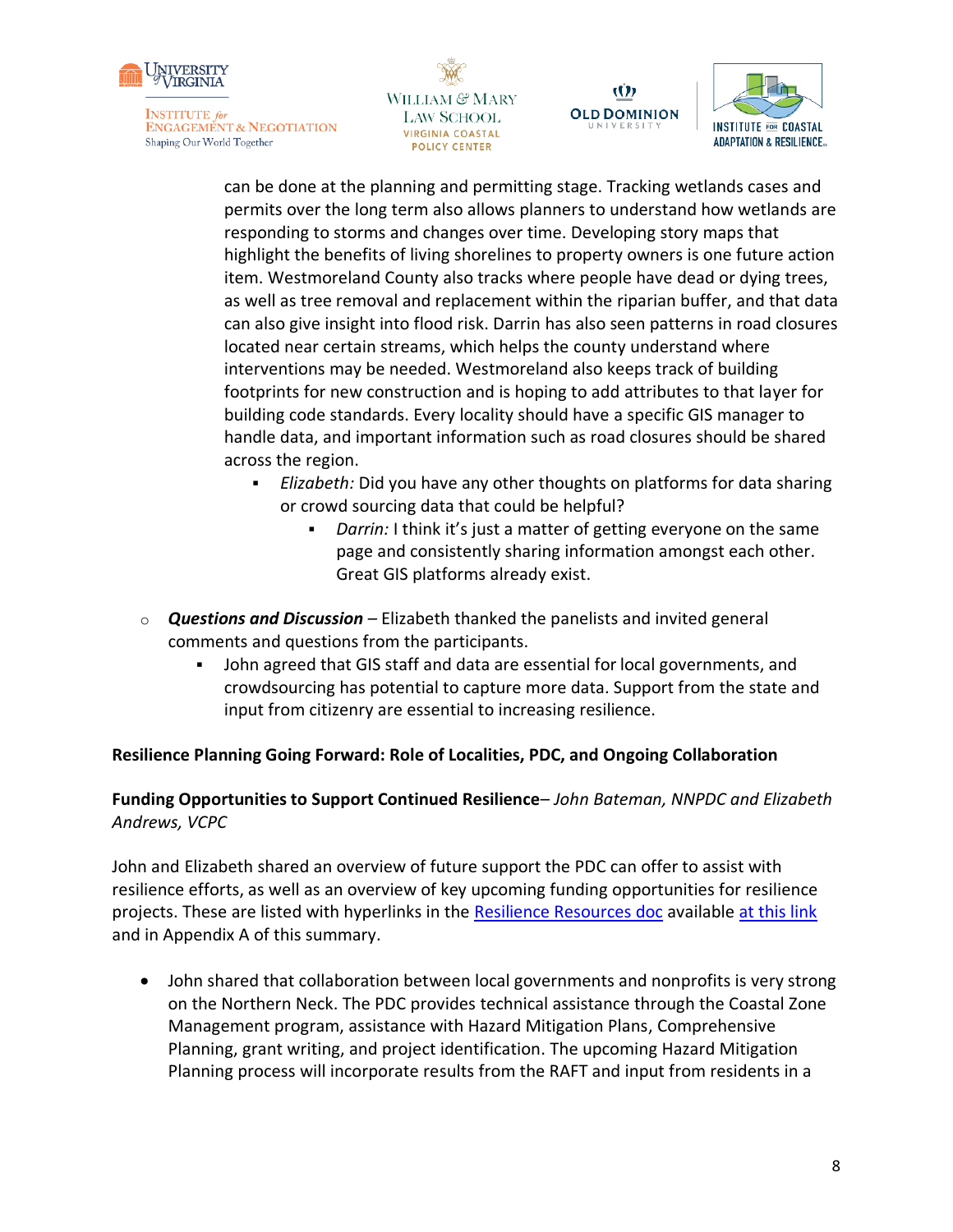can be done at the planning and permitting stage. Tracking wetlands cases and permits over the long term also allows planners to understand how wetlands are responding to storms and changes over time. Developing story maps that highlight the benefits of living shorelines to property owners is one future action item. Westmoreland County also tracks where people have dead or dying trees, as well as tree removal and replacement within the riparian buffer, and that data can also give insight into flood risk. Darrin has also seen patterns in road closures located near certain streams, which helps the county understand where interventions may be needed. Westmoreland also keeps track of building footprints for new construction and is hoping to add attributes to that layer for building code standards. Every locality should have a specific GIS manager to handle data, and important information such as road closures should be shared across the region.

- *Elizabeth:* Did you have any other thoughts on platforms for data sharing or crowd sourcing data that could be helpful?
  - *Darrin:* I think it's just a matter of getting everyone on the same page and consistently sharing information amongst each other. Great GIS platforms already exist.

- ***Questions and Discussion*** – Elizabeth thanked the panelists and invited general comments and questions from the participants.
  - John agreed that GIS staff and data are essential for local governments, and crowdsourcing has potential to capture more data. Support from the state and input from citizenry are essential to increasing resilience.

**Resilience Planning Going Forward: Role of Localities, PDC, and Ongoing Collaboration**

**Funding Opportunities to Support Continued Resilience**– *John Bateman, NNPDC and Elizabeth Andrews, VCPC*

John and Elizabeth shared an overview of future support the PDC can offer to assist with resilience efforts, as well as an overview of key upcoming funding opportunities for resilience projects. These are listed with hyperlinks in the Resilience Resources doc available at this link and in Appendix A of this summary.

- John shared that collaboration between local governments and nonprofits is very strong on the Northern Neck. The PDC provides technical assistance through the Coastal Zone Management program, assistance with Hazard Mitigation Plans, Comprehensive Planning, grant writing, and project identification. The upcoming Hazard Mitigation Planning process will incorporate results from the RAFT and input from residents in a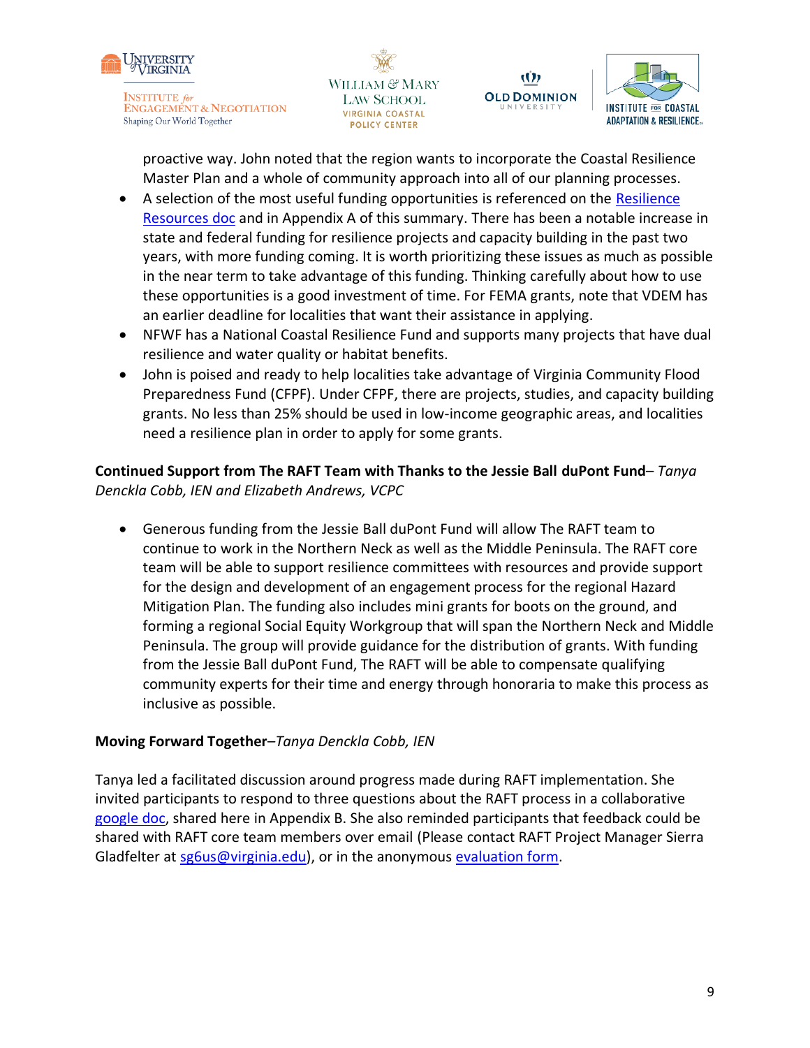proactive way. John noted that the region wants to incorporate the Coastal Resilience Master Plan and a whole of community approach into all of our planning processes.

- A selection of the most useful funding opportunities is referenced on the Resilience Resources doc and in Appendix A of this summary. There has been a notable increase in state and federal funding for resilience projects and capacity building in the past two years, with more funding coming. It is worth prioritizing these issues as much as possible in the near term to take advantage of this funding. Thinking carefully about how to use these opportunities is a good investment of time. For FEMA grants, note that VDEM has an earlier deadline for localities that want their assistance in applying.
- NFWF has a National Coastal Resilience Fund and supports many projects that have dual resilience and water quality or habitat benefits.
- John is poised and ready to help localities take advantage of Virginia Community Flood Preparedness Fund (CFPF). Under CFPF, there are projects, studies, and capacity building grants. No less than 25% should be used in low-income geographic areas, and localities need a resilience plan in order to apply for some grants.

**Continued Support from The RAFT Team with Thanks to the Jessie Ball duPont Fund**– *Tanya Denckla Cobb, IEN and Elizabeth Andrews, VCPC*

- Generous funding from the Jessie Ball duPont Fund will allow The RAFT team to continue to work in the Northern Neck as well as the Middle Peninsula. The RAFT core team will be able to support resilience committees with resources and provide support for the design and development of an engagement process for the regional Hazard Mitigation Plan. The funding also includes mini grants for boots on the ground, and forming a regional Social Equity Workgroup that will span the Northern Neck and Middle Peninsula. The group will provide guidance for the distribution of grants. With funding from the Jessie Ball duPont Fund, The RAFT will be able to compensate qualifying community experts for their time and energy through honoraria to make this process as inclusive as possible.

**Moving Forward Together**–*Tanya Denckla Cobb, IEN*

Tanya led a facilitated discussion around progress made during RAFT implementation. She invited participants to respond to three questions about the RAFT process in a collaborative google doc, shared here in Appendix B. She also reminded participants that feedback could be shared with RAFT core team members over email (Please contact RAFT Project Manager Sierra Gladfelter at sg6us@virginia.edu), or in the anonymous evaluation form.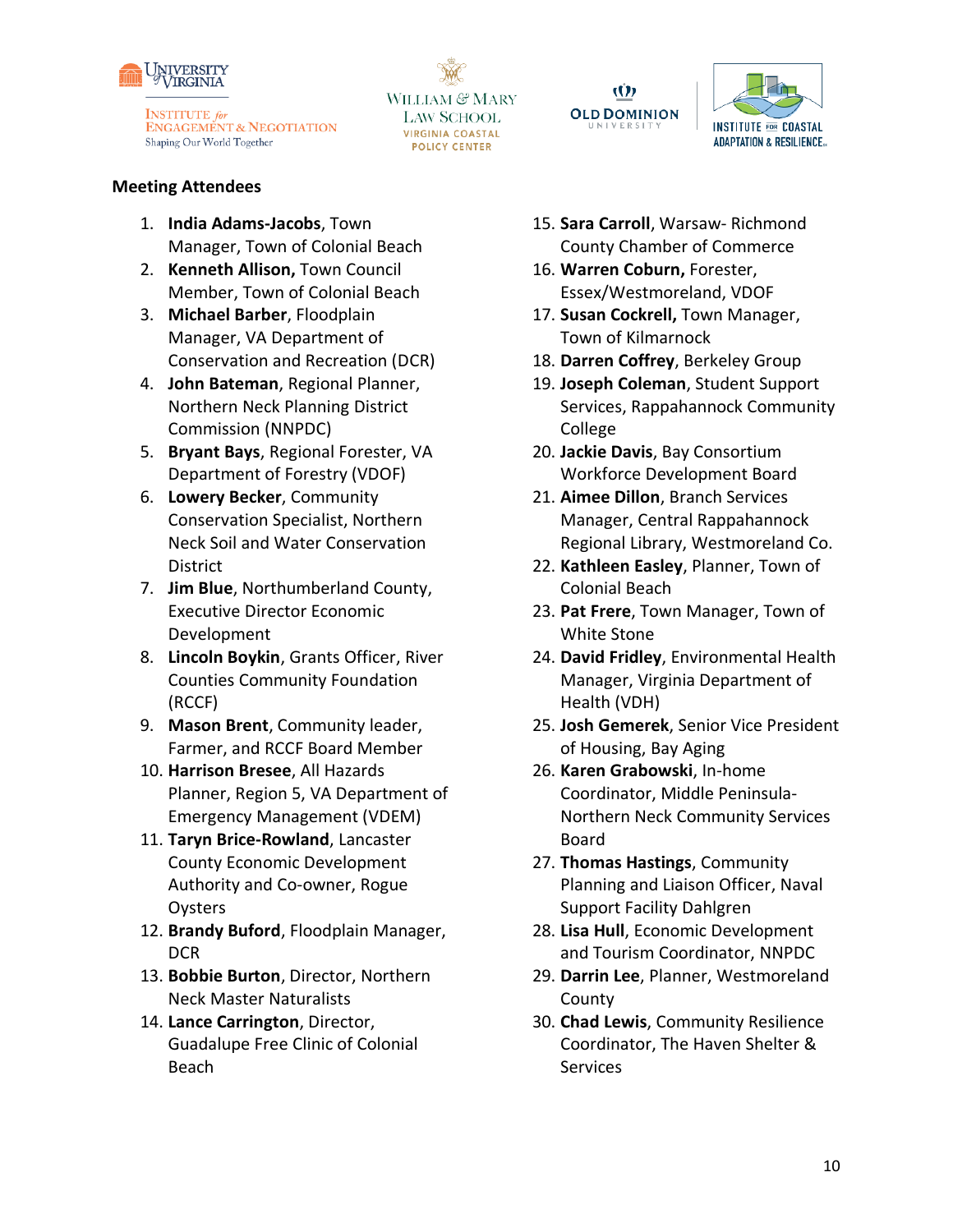**Meeting Attendees**

1. **India Adams-Jacobs**, Town Manager, Town of Colonial Beach
2. **Kenneth Allison,** Town Council Member, Town of Colonial Beach
3. **Michael Barber**, Floodplain Manager, VA Department of Conservation and Recreation (DCR)
4. **John Bateman**, Regional Planner, Northern Neck Planning District Commission (NNPDC)
5. **Bryant Bays**, Regional Forester, VA Department of Forestry (VDOF)
6. **Lowery Becker**, Community Conservation Specialist, Northern Neck Soil and Water Conservation District
7. **Jim Blue**, Northumberland County, Executive Director Economic Development
8. **Lincoln Boykin**, Grants Officer, River Counties Community Foundation (RCCF)
9. **Mason Brent**, Community leader, Farmer, and RCCF Board Member
10. **Harrison Bresee**, All Hazards Planner, Region 5, VA Department of Emergency Management (VDEM)
11. **Taryn Brice-Rowland**, Lancaster County Economic Development Authority and Co-owner, Rogue Oysters
12. **Brandy Buford**, Floodplain Manager, DCR
13. **Bobbie Burton**, Director, Northern Neck Master Naturalists
14. **Lance Carrington**, Director, Guadalupe Free Clinic of Colonial Beach
15. **Sara Carroll**, Warsaw- Richmond County Chamber of Commerce
16. **Warren Coburn,** Forester, Essex/Westmoreland, VDOF
17. **Susan Cockrell,** Town Manager, Town of Kilmarnock
18. **Darren Coffrey**, Berkeley Group
19. **Joseph Coleman**, Student Support Services, Rappahannock Community College
20. **Jackie Davis**, Bay Consortium Workforce Development Board
21. **Aimee Dillon**, Branch Services Manager, Central Rappahannock Regional Library, Westmoreland Co.
22. **Kathleen Easley**, Planner, Town of Colonial Beach
23. **Pat Frere**, Town Manager, Town of White Stone
24. **David Fridley**, Environmental Health Manager, Virginia Department of Health (VDH)
25. **Josh Gemerek**, Senior Vice President of Housing, Bay Aging
26. **Karen Grabowski**, In-home Coordinator, Middle Peninsula-Northern Neck Community Services Board
27. **Thomas Hastings**, Community Planning and Liaison Officer, Naval Support Facility Dahlgren
28. **Lisa Hull**, Economic Development and Tourism Coordinator, NNPDC
29. **Darrin Lee**, Planner, Westmoreland County
30. **Chad Lewis**, Community Resilience Coordinator, The Haven Shelter & Services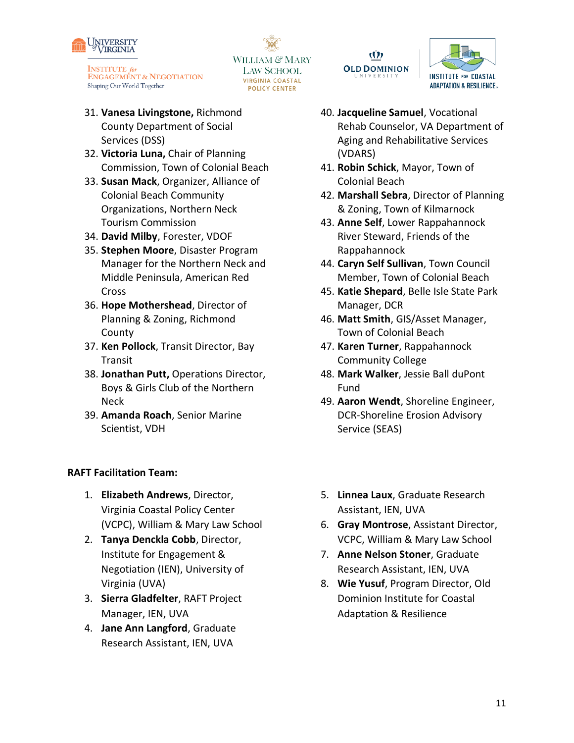31. **Vanesa Livingstone,** Richmond County Department of Social Services (DSS)
32. **Victoria Luna,** Chair of Planning Commission, Town of Colonial Beach
33. **Susan Mack**, Organizer, Alliance of Colonial Beach Community Organizations, Northern Neck Tourism Commission
34. **David Milby**, Forester, VDOF
35. **Stephen Moore**, Disaster Program Manager for the Northern Neck and Middle Peninsula, American Red Cross
36. **Hope Mothershead**, Director of Planning & Zoning, Richmond County
37. **Ken Pollock**, Transit Director, Bay Transit
38. **Jonathan Putt,** Operations Director, Boys & Girls Club of the Northern Neck
39. **Amanda Roach**, Senior Marine Scientist, VDH
40. **Jacqueline Samuel**, Vocational Rehab Counselor, VA Department of Aging and Rehabilitative Services (VDARS)
41. **Robin Schick**, Mayor, Town of Colonial Beach
42. **Marshall Sebra**, Director of Planning & Zoning, Town of Kilmarnock
43. **Anne Self**, Lower Rappahannock River Steward, Friends of the Rappahannock
44. **Caryn Self Sullivan**, Town Council Member, Town of Colonial Beach
45. **Katie Shepard**, Belle Isle State Park Manager, DCR
46. **Matt Smith**, GIS/Asset Manager, Town of Colonial Beach
47. **Karen Turner**, Rappahannock Community College
48. **Mark Walker**, Jessie Ball duPont Fund
49. **Aaron Wendt**, Shoreline Engineer, DCR-Shoreline Erosion Advisory Service (SEAS)

**RAFT Facilitation Team:**

1. **Elizabeth Andrews**, Director, Virginia Coastal Policy Center (VCPC), William & Mary Law School
2. **Tanya Denckla Cobb**, Director, Institute for Engagement & Negotiation (IEN), University of Virginia (UVA)
3. **Sierra Gladfelter**, RAFT Project Manager, IEN, UVA
4. **Jane Ann Langford**, Graduate Research Assistant, IEN, UVA
5. **Linnea Laux**, Graduate Research Assistant, IEN, UVA
6. **Gray Montrose**, Assistant Director, VCPC, William & Mary Law School
7. **Anne Nelson Stoner**, Graduate Research Assistant, IEN, UVA
8. **Wie Yusuf**, Program Director, Old Dominion Institute for Coastal Adaptation & Resilience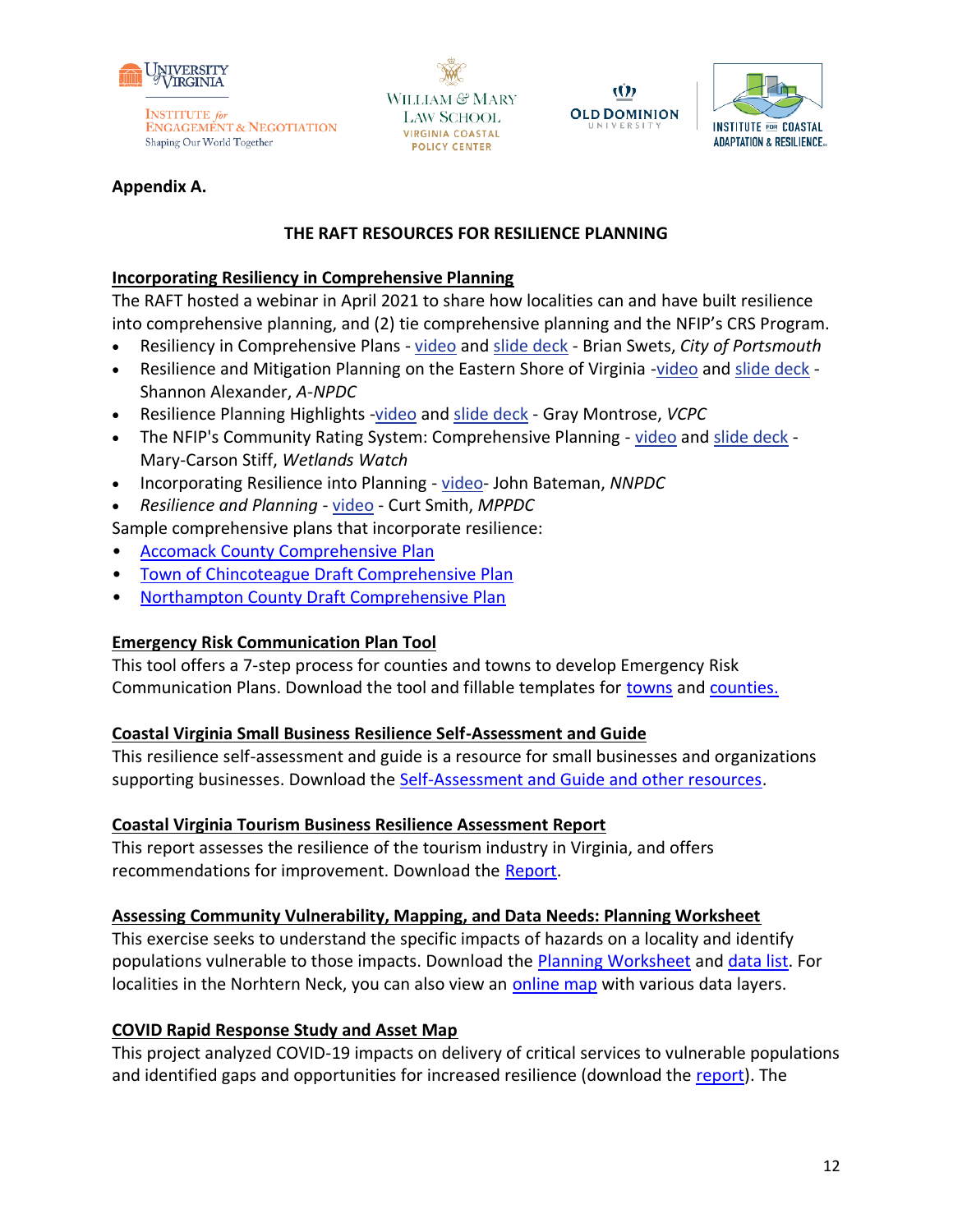**Appendix A.**

**THE RAFT RESOURCES FOR RESILIENCE PLANNING**

**Incorporating Resiliency in Comprehensive Planning**

The RAFT hosted a webinar in April 2021 to share how localities can and have built resilience into comprehensive planning, and (2) tie comprehensive planning and the NFIP's CRS Program.

- Resiliency in Comprehensive Plans - video and slide deck - Brian Swets, *City of Portsmouth*
- Resilience and Mitigation Planning on the Eastern Shore of Virginia -video and slide deck - Shannon Alexander, *A-NPDC*
- Resilience Planning Highlights -video and slide deck - Gray Montrose, *VCPC*
- The NFIP's Community Rating System: Comprehensive Planning - video and slide deck - Mary-Carson Stiff, *Wetlands Watch*
- Incorporating Resilience into Planning - video- John Bateman, *NNPDC*
- *Resilience and Planning* - video - Curt Smith, *MPPDC*

Sample comprehensive plans that incorporate resilience:

- Accomack County Comprehensive Plan
- Town of Chincoteague Draft Comprehensive Plan
- Northampton County Draft Comprehensive Plan

**Emergency Risk Communication Plan Tool**

This tool offers a 7-step process for counties and towns to develop Emergency Risk Communication Plans. Download the tool and fillable templates for towns and counties.

**Coastal Virginia Small Business Resilience Self-Assessment and Guide**

This resilience self-assessment and guide is a resource for small businesses and organizations supporting businesses. Download the Self-Assessment and Guide and other resources.

**Coastal Virginia Tourism Business Resilience Assessment Report**

This report assesses the resilience of the tourism industry in Virginia, and offers recommendations for improvement. Download the Report.

**Assessing Community Vulnerability, Mapping, and Data Needs: Planning Worksheet**

This exercise seeks to understand the specific impacts of hazards on a locality and identify populations vulnerable to those impacts. Download the Planning Worksheet and data list. For localities in the Norhtern Neck, you can also view an online map with various data layers.

**COVID Rapid Response Study and Asset Map**

This project analyzed COVID-19 impacts on delivery of critical services to vulnerable populations and identified gaps and opportunities for increased resilience (download the report). The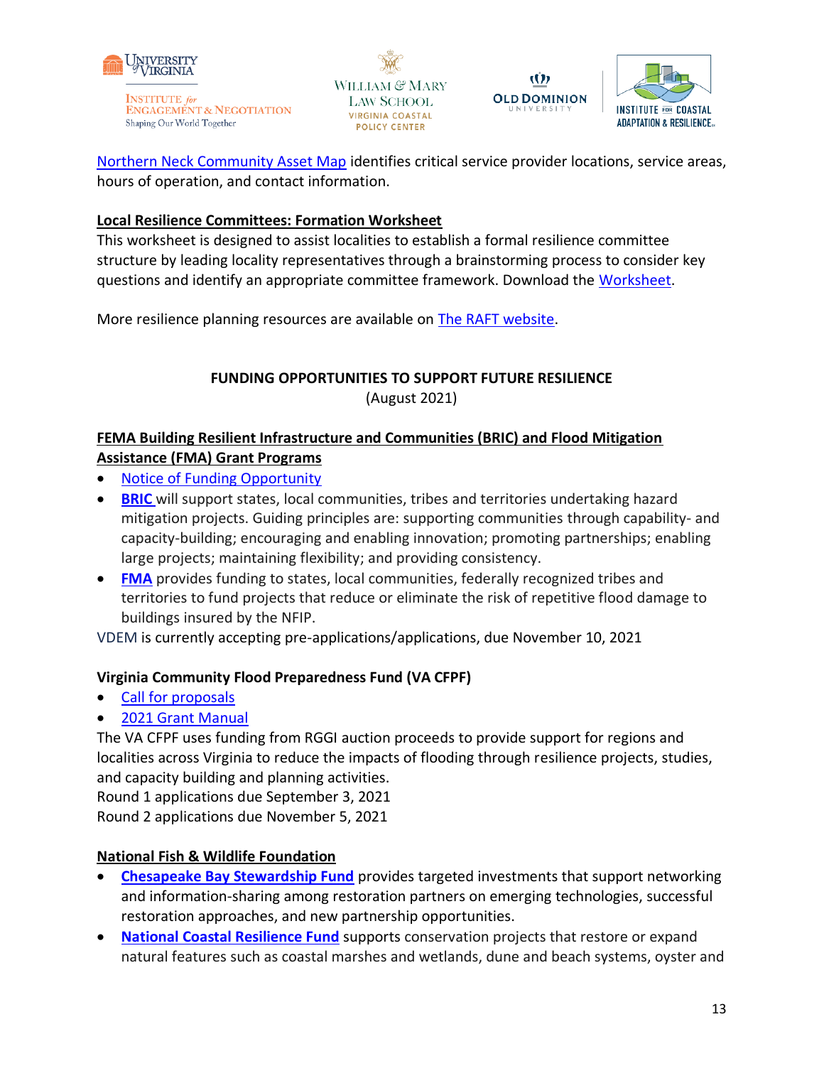Northern Neck Community Asset Map identifies critical service provider locations, service areas, hours of operation, and contact information.

**Local Resilience Committees: Formation Worksheet**

This worksheet is designed to assist localities to establish a formal resilience committee structure by leading locality representatives through a brainstorming process to consider key questions and identify an appropriate committee framework. Download the Worksheet.

More resilience planning resources are available on The RAFT website.

## FUNDING OPPORTUNITIES TO SUPPORT FUTURE RESILIENCE

(August 2021)

**FEMA Building Resilient Infrastructure and Communities (BRIC) and Flood Mitigation Assistance (FMA) Grant Programs**

- Notice of Funding Opportunity
- **BRIC** will support states, local communities, tribes and territories undertaking hazard mitigation projects. Guiding principles are: supporting communities through capability- and capacity-building; encouraging and enabling innovation; promoting partnerships; enabling large projects; maintaining flexibility; and providing consistency.
- **FMA** provides funding to states, local communities, federally recognized tribes and territories to fund projects that reduce or eliminate the risk of repetitive flood damage to buildings insured by the NFIP.

VDEM is currently accepting pre-applications/applications, due November 10, 2021

**Virginia Community Flood Preparedness Fund (VA CFPF)**

- Call for proposals
- 2021 Grant Manual

The VA CFPF uses funding from RGGI auction proceeds to provide support for regions and localities across Virginia to reduce the impacts of flooding through resilience projects, studies, and capacity building and planning activities.
Round 1 applications due September 3, 2021
Round 2 applications due November 5, 2021

**National Fish & Wildlife Foundation**

- **Chesapeake Bay Stewardship Fund** provides targeted investments that support networking and information-sharing among restoration partners on emerging technologies, successful restoration approaches, and new partnership opportunities.
- **National Coastal Resilience Fund** supports conservation projects that restore or expand natural features such as coastal marshes and wetlands, dune and beach systems, oyster and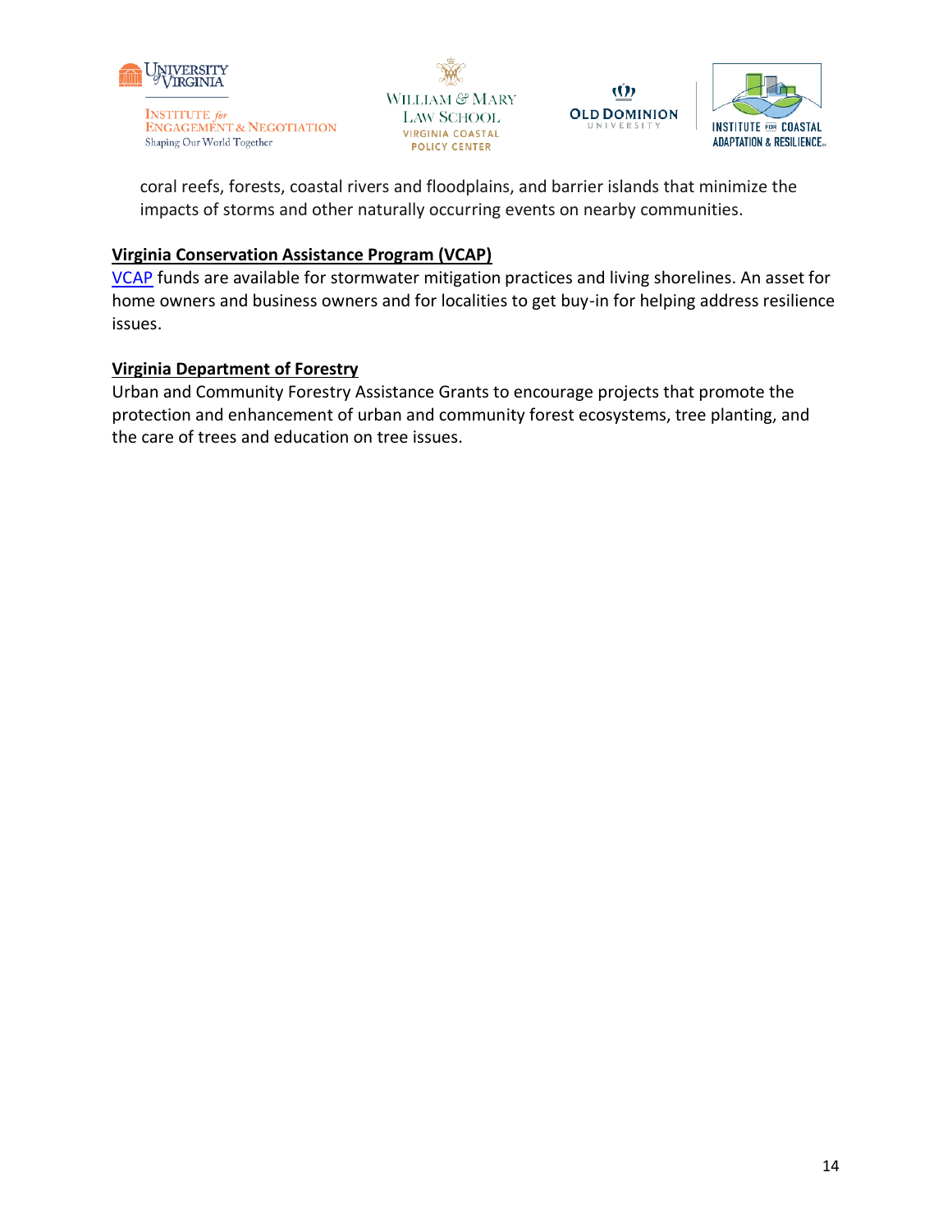coral reefs, forests, coastal rivers and floodplains, and barrier islands that minimize the impacts of storms and other naturally occurring events on nearby communities.

**Virginia Conservation Assistance Program (VCAP)**

VCAP funds are available for stormwater mitigation practices and living shorelines. An asset for home owners and business owners and for localities to get buy-in for helping address resilience issues.

**Virginia Department of Forestry**

Urban and Community Forestry Assistance Grants to encourage projects that promote the protection and enhancement of urban and community forest ecosystems, tree planting, and the care of trees and education on tree issues.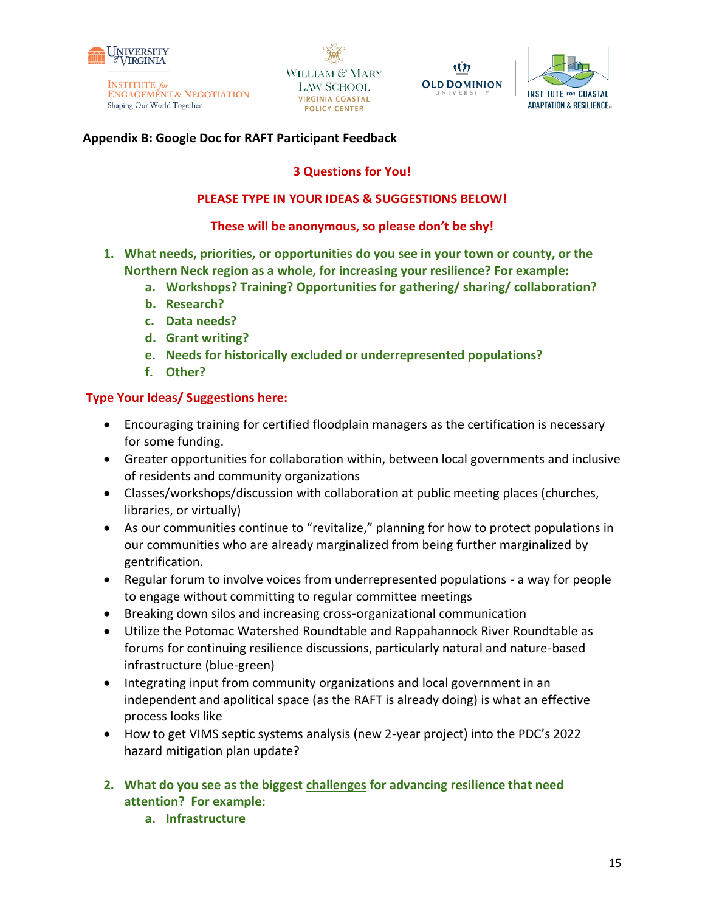## Appendix B: Google Doc for RAFT Participant Feedback

**3 Questions for You!**

**PLEASE TYPE IN YOUR IDEAS & SUGGESTIONS BELOW!**

**These will be anonymous, so please don't be shy!**

1. **What needs, priorities, or opportunities do you see in your town or county, or the Northern Neck region as a whole, for increasing your resilience? For example:**
   a. **Workshops? Training? Opportunities for gathering/ sharing/ collaboration?**
   b. **Research?**
   c. **Data needs?**
   d. **Grant writing?**
   e. **Needs for historically excluded or underrepresented populations?**
   f. **Other?**

**Type Your Ideas/ Suggestions here:**

- Encouraging training for certified floodplain managers as the certification is necessary for some funding.
- Greater opportunities for collaboration within, between local governments and inclusive of residents and community organizations
- Classes/workshops/discussion with collaboration at public meeting places (churches, libraries, or virtually)
- As our communities continue to "revitalize," planning for how to protect populations in our communities who are already marginalized from being further marginalized by gentrification.
- Regular forum to involve voices from underrepresented populations - a way for people to engage without committing to regular committee meetings
- Breaking down silos and increasing cross-organizational communication
- Utilize the Potomac Watershed Roundtable and Rappahannock River Roundtable as forums for continuing resilience discussions, particularly natural and nature-based infrastructure (blue-green)
- Integrating input from community organizations and local government in an independent and apolitical space (as the RAFT is already doing) is what an effective process looks like
- How to get VIMS septic systems analysis (new 2-year project) into the PDC's 2022 hazard mitigation plan update?

2. **What do you see as the biggest challenges for advancing resilience that need attention? For example:**
   a. **Infrastructure**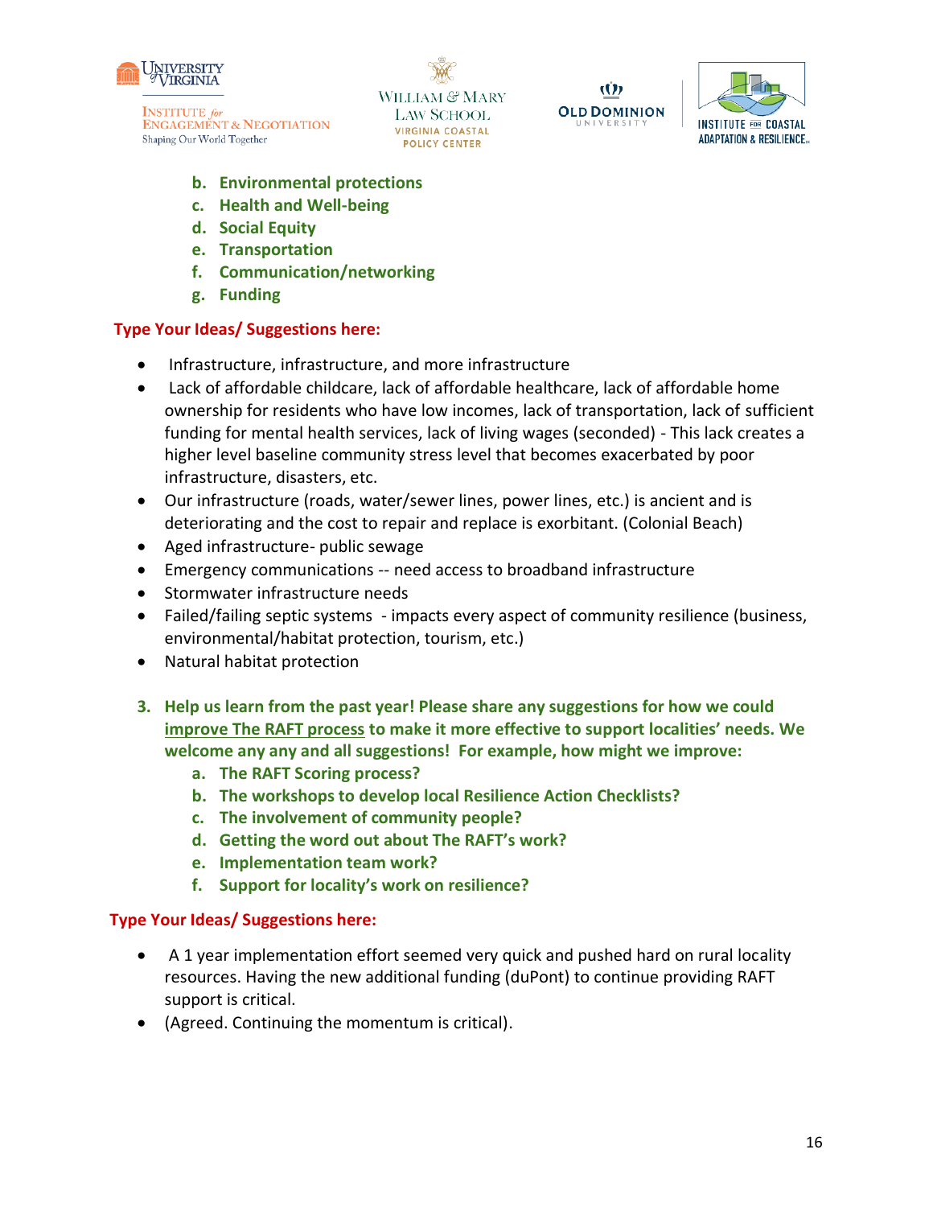b. **Environmental protections**
c. **Health and Well-being**
d. **Social Equity**
e. **Transportation**
f. **Communication/networking**
g. **Funding**

**Type Your Ideas/ Suggestions here:**

- Infrastructure, infrastructure, and more infrastructure
- Lack of affordable childcare, lack of affordable healthcare, lack of affordable home ownership for residents who have low incomes, lack of transportation, lack of sufficient funding for mental health services, lack of living wages (seconded) - This lack creates a higher level baseline community stress level that becomes exacerbated by poor infrastructure, disasters, etc.
- Our infrastructure (roads, water/sewer lines, power lines, etc.) is ancient and is deteriorating and the cost to repair and replace is exorbitant. (Colonial Beach)
- Aged infrastructure- public sewage
- Emergency communications -- need access to broadband infrastructure
- Stormwater infrastructure needs
- Failed/failing septic systems - impacts every aspect of community resilience (business, environmental/habitat protection, tourism, etc.)
- Natural habitat protection

3. **Help us learn from the past year! Please share any suggestions for how we could improve The RAFT process to make it more effective to support localities' needs. We welcome any any and all suggestions! For example, how might we improve:**
   a. **The RAFT Scoring process?**
   b. **The workshops to develop local Resilience Action Checklists?**
   c. **The involvement of community people?**
   d. **Getting the word out about The RAFT's work?**
   e. **Implementation team work?**
   f. **Support for locality's work on resilience?**

**Type Your Ideas/ Suggestions here:**

- A 1 year implementation effort seemed very quick and pushed hard on rural locality resources. Having the new additional funding (duPont) to continue providing RAFT support is critical.
- (Agreed. Continuing the momentum is critical).